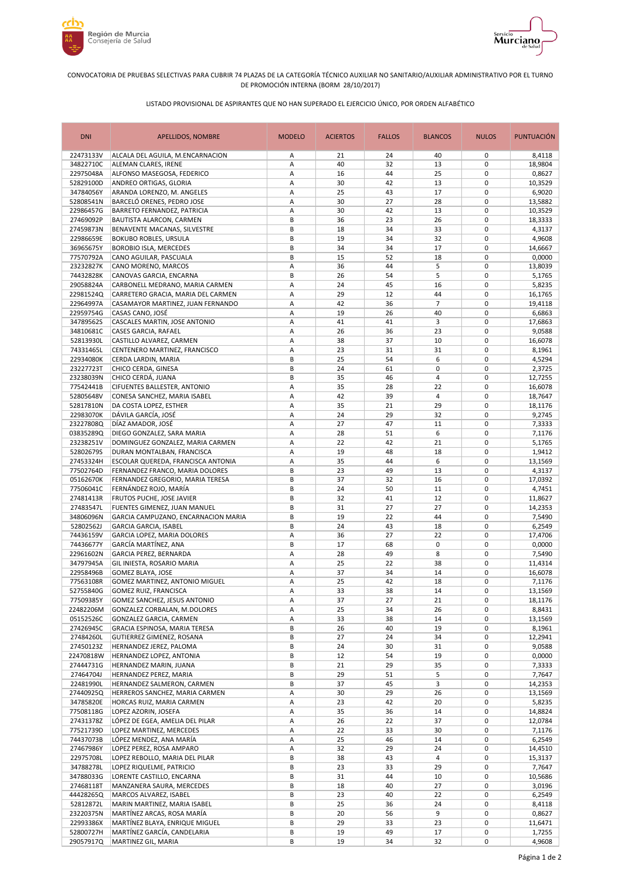CONVOCATORIA DE PRUEBAS SELECTIVAS PARA CUBRIR 74 PLAZAS DE LA CATEGORÍA TÉCNICO AUXILIAR NO SANITARIO/AUXILIAR ADMINISTRATIVO POR EL TURNO DE PROMOCIÓN INTERNA (BORM 28/10/2017)

LISTADO PROVISIONAL DE ASPIRANTES QUE NO HAN SUPERADO EL EJERCICIO ÚNICO, POR ORDEN ALFABÉTICO

| DNI | APELLIDOS, NOMBRE | MODELO | ACIERTOS | FALLOS | BLANCOS | NULOS | PUNTUACIÓN |
|---|---|---|---|---|---|---|---|
| 22473133V | ALCALA DEL AGUILA, M.ENCARNACION | A | 21 | 24 | 40 | 0 | 8,4118 |
| 34822710C | ALEMAN CLARES, IRENE | A | 40 | 32 | 13 | 0 | 18,9804 |
| 22975048A | ALFONSO MASEGOSA, FEDERICO | A | 16 | 44 | 25 | 0 | 0,8627 |
| 52829100D | ANDREO ORTIGAS, GLORIA | A | 30 | 42 | 13 | 0 | 10,3529 |
| 34784056Y | ARANDA LORENZO, M. ANGELES | A | 25 | 43 | 17 | 0 | 6,9020 |
| 52808541N | BARCELÓ ORENES, PEDRO JOSE | A | 30 | 27 | 28 | 0 | 13,5882 |
| 22986457G | BARRETO FERNANDEZ, PATRICIA | A | 30 | 42 | 13 | 0 | 10,3529 |
| 27469092P | BAUTISTA ALARCON, CARMEN | B | 36 | 23 | 26 | 0 | 18,3333 |
| 27459873N | BENAVENTE MACANAS, SILVESTRE | B | 18 | 34 | 33 | 0 | 4,3137 |
| 22986659E | BOKUBO ROBLES, URSULA | B | 19 | 34 | 32 | 0 | 4,9608 |
| 36965675Y | BOROBIO ISLA, MERCEDES | B | 34 | 34 | 17 | 0 | 14,6667 |
| 77570792A | CANO AGUILAR, PASCUALA | B | 15 | 52 | 18 | 0 | 0,0000 |
| 23232827K | CANO MORENO, MARCOS | A | 36 | 44 | 5 | 0 | 13,8039 |
| 74432828K | CANOVAS GARCIA, ENCARNA | B | 26 | 54 | 5 | 0 | 5,1765 |
| 29058824A | CARBONELL MEDRANO, MARIA CARMEN | A | 24 | 45 | 16 | 0 | 5,8235 |
| 22981524Q | CARRETERO GRACIA, MARIA DEL CARMEN | A | 29 | 12 | 44 | 0 | 16,1765 |
| 22964997A | CASAMAYOR MARTINEZ, JUAN FERNANDO | A | 42 | 36 | 7 | 0 | 19,4118 |
| 22959754G | CASAS CANO, JOSÉ | A | 19 | 26 | 40 | 0 | 6,6863 |
| 34789562S | CASCALES MARTIN, JOSE ANTONIO | A | 41 | 41 | 3 | 0 | 17,6863 |
| 34810681C | CASES GARCIA, RAFAEL | A | 26 | 36 | 23 | 0 | 9,0588 |
| 52813930L | CASTILLO ALVAREZ, CARMEN | A | 38 | 37 | 10 | 0 | 16,6078 |
| 74331465L | CENTENERO MARTINEZ, FRANCISCO | A | 23 | 31 | 31 | 0 | 8,1961 |
| 22934080K | CERDA LARDIN, MARIA | B | 25 | 54 | 6 | 0 | 4,5294 |
| 23227723T | CHICO CERDA, GINESA | B | 24 | 61 | 0 | 0 | 2,3725 |
| 23238039N | CHICO CERDÁ, JUANA | B | 35 | 46 | 4 | 0 | 12,7255 |
| 77542441B | CIFUENTES BALLESTER, ANTONIO | A | 35 | 28 | 22 | 0 | 16,6078 |
| 52805648V | CONESA SANCHEZ, MARIA ISABEL | A | 42 | 39 | 4 | 0 | 18,7647 |
| 52817810N | DA COSTA LOPEZ, ESTHER | A | 35 | 21 | 29 | 0 | 18,1176 |
| 22983070K | DÁVILA GARCÍA, JOSÉ | A | 24 | 29 | 32 | 0 | 9,2745 |
| 23227808Q | DÍAZ AMADOR, JOSÉ | A | 27 | 47 | 11 | 0 | 7,3333 |
| 03835289Q | DIEGO GONZALEZ, SARA MARIA | A | 28 | 51 | 6 | 0 | 7,1176 |
| 23238251V | DOMINGUEZ GONZALEZ, MARIA CARMEN | A | 22 | 42 | 21 | 0 | 5,1765 |
| 52802679S | DURAN MONTALBAN, FRANCISCA | A | 19 | 48 | 18 | 0 | 1,9412 |
| 27453324H | ESCOLAR QUEREDA, FRANCISCA ANTONIA | A | 35 | 44 | 6 | 0 | 13,1569 |
| 77502764D | FERNANDEZ FRANCO, MARIA DOLORES | B | 23 | 49 | 13 | 0 | 4,3137 |
| 05162670K | FERNANDEZ GREGORIO, MARIA TERESA | B | 37 | 32 | 16 | 0 | 17,0392 |
| 77506041C | FERNÁNDEZ ROJO, MARÍA | B | 24 | 50 | 11 | 0 | 4,7451 |
| 27481413R | FRUTOS PUCHE, JOSE JAVIER | B | 32 | 41 | 12 | 0 | 11,8627 |
| 27483547L | FUENTES GIMENEZ, JUAN MANUEL | B | 31 | 27 | 27 | 0 | 14,2353 |
| 34806096N | GARCIA CAMPUZANO, ENCARNACION MARIA | B | 19 | 22 | 44 | 0 | 7,5490 |
| 52802562J | GARCIA GARCIA, ISABEL | B | 24 | 43 | 18 | 0 | 6,2549 |
| 74436159V | GARCIA LOPEZ, MARIA DOLORES | A | 36 | 27 | 22 | 0 | 17,4706 |
| 74436677Y | GARCÍA MARTÍNEZ, ANA | B | 17 | 68 | 0 | 0 | 0,0000 |
| 22961602N | GARCIA PEREZ, BERNARDA | A | 28 | 49 | 8 | 0 | 7,5490 |
| 34797945A | GIL INIESTA, ROSARIO MARIA | A | 25 | 22 | 38 | 0 | 11,4314 |
| 22958496B | GOMEZ BLAYA, JOSE | A | 37 | 34 | 14 | 0 | 16,6078 |
| 77563108R | GOMEZ MARTINEZ, ANTONIO MIGUEL | A | 25 | 42 | 18 | 0 | 7,1176 |
| 52755840G | GOMEZ RUIZ, FRANCISCA | A | 33 | 38 | 14 | 0 | 13,1569 |
| 77509385Y | GOMEZ SANCHEZ, JESUS ANTONIO | A | 37 | 27 | 21 | 0 | 18,1176 |
| 22482206M | GONZALEZ CORBALAN, M.DOLORES | A | 25 | 34 | 26 | 0 | 8,8431 |
| 05152526C | GONZALEZ GARCIA, CARMEN | A | 33 | 38 | 14 | 0 | 13,1569 |
| 27426945C | GRACIA ESPINOSA, MARIA TERESA | B | 26 | 40 | 19 | 0 | 8,1961 |
| 27484260L | GUTIERREZ GIMENEZ, ROSANA | B | 27 | 24 | 34 | 0 | 12,2941 |
| 27450123Z | HERNANDEZ JEREZ, PALOMA | B | 24 | 30 | 31 | 0 | 9,0588 |
| 22470818W | HERNANDEZ LOPEZ, ANTONIA | B | 12 | 54 | 19 | 0 | 0,0000 |
| 27444731G | HERNANDEZ MARIN, JUANA | B | 21 | 29 | 35 | 0 | 7,3333 |
| 27464704J | HERNANDEZ PEREZ, MARIA | B | 29 | 51 | 5 | 0 | 7,7647 |
| 22481990L | HERNANDEZ SALMERON, CARMEN | B | 37 | 45 | 3 | 0 | 14,2353 |
| 27440925Q | HERREROS SANCHEZ, MARIA CARMEN | A | 30 | 29 | 26 | 0 | 13,1569 |
| 34785820E | HORCAS RUIZ, MARIA CARMEN | A | 23 | 42 | 20 | 0 | 5,8235 |
| 77508118G | LOPEZ AZORIN, JOSEFA | A | 35 | 36 | 14 | 0 | 14,8824 |
| 27431378Z | LÓPEZ DE EGEA, AMELIA DEL PILAR | A | 26 | 22 | 37 | 0 | 12,0784 |
| 77521739D | LOPEZ MARTINEZ, MERCEDES | A | 22 | 33 | 30 | 0 | 7,1176 |
| 74437073B | LÓPEZ MENDEZ, ANA MARÍA | A | 25 | 46 | 14 | 0 | 6,2549 |
| 27467986Y | LOPEZ PEREZ, ROSA AMPARO | A | 32 | 29 | 24 | 0 | 14,4510 |
| 22975708L | LOPEZ REBOLLO, MARIA DEL PILAR | B | 38 | 43 | 4 | 0 | 15,3137 |
| 34788278L | LOPEZ RIQUELME, PATRICIO | B | 23 | 33 | 29 | 0 | 7,7647 |
| 34780033G | LORENTE CASTILLO, ENCARNA | B | 31 | 44 | 10 | 0 | 10,5686 |
| 27468118T | MANZANERA SAURA, MERCEDES | B | 18 | 40 | 27 | 0 | 3,0196 |
| 44428265Q | MARCOS ALVAREZ, ISABEL | B | 23 | 40 | 22 | 0 | 6,2549 |
| 52812872L | MARIN MARTINEZ, MARIA ISABEL | B | 25 | 36 | 24 | 0 | 8,4118 |
| 23220375N | MARTÍNEZ ARCAS, ROSA MARÍA | B | 20 | 56 | 9 | 0 | 0,8627 |
| 22993386X | MARTÍNEZ BLAYA, ENRIQUE MIGUEL | B | 29 | 33 | 23 | 0 | 11,6471 |
| 52800727H | MARTÍNEZ GARCÍA, CANDELARIA | B | 19 | 49 | 17 | 0 | 1,7255 |
| 29057917Q | MARTINEZ GIL, MARIA | B | 19 | 34 | 32 | 0 | 4,9608 |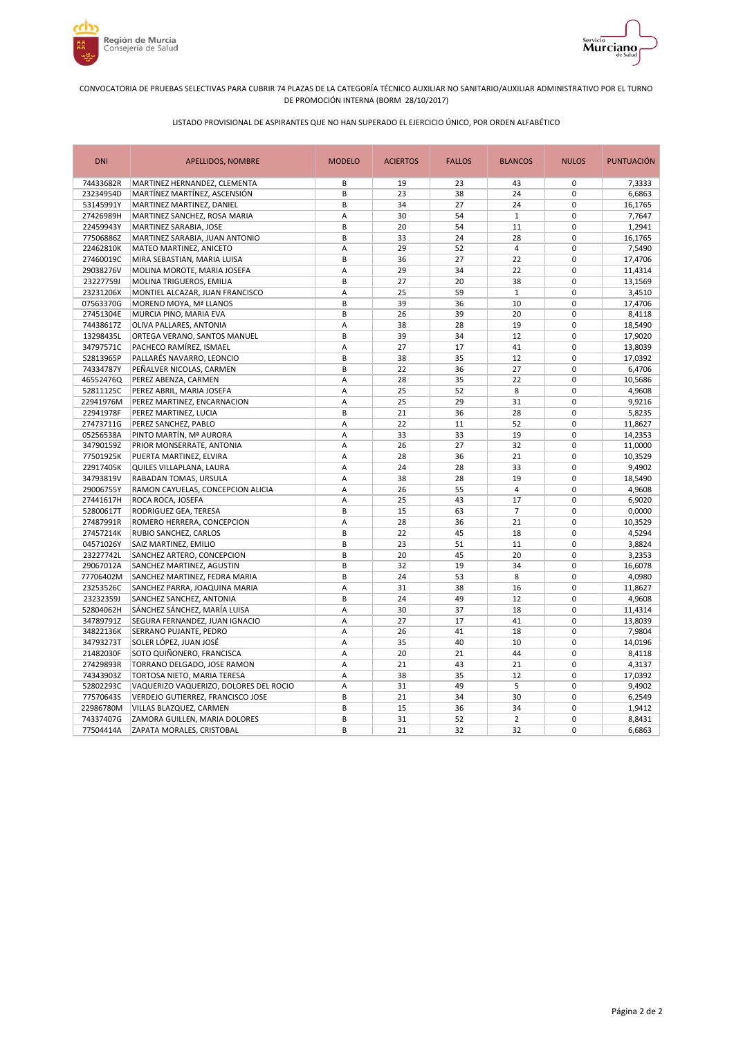CONVOCATORIA DE PRUEBAS SELECTIVAS PARA CUBRIR 74 PLAZAS DE LA CATEGORÍA TÉCNICO AUXILIAR NO SANITARIO/AUXILIAR ADMINISTRATIVO POR EL TURNO DE PROMOCIÓN INTERNA (BORM 28/10/2017)

LISTADO PROVISIONAL DE ASPIRANTES QUE NO HAN SUPERADO EL EJERCICIO ÚNICO, POR ORDEN ALFABÉTICO

| DNI | APELLIDOS, NOMBRE | MODELO | ACIERTOS | FALLOS | BLANCOS | NULOS | PUNTUACIÓN |
|---|---|---|---|---|---|---|---|
| 74433682R | MARTINEZ HERNANDEZ, CLEMENTA | B | 19 | 23 | 43 | 0 | 7,3333 |
| 23234954D | MARTÍNEZ MARTÍNEZ, ASCENSIÓN | B | 23 | 38 | 24 | 0 | 6,6863 |
| 53145991Y | MARTINEZ MARTINEZ, DANIEL | B | 34 | 27 | 24 | 0 | 16,1765 |
| 27426989H | MARTINEZ SANCHEZ, ROSA MARIA | A | 30 | 54 | 1 | 0 | 7,7647 |
| 22459943Y | MARTINEZ SARABIA, JOSE | B | 20 | 54 | 11 | 0 | 1,2941 |
| 77506886Z | MARTINEZ SARABIA, JUAN ANTONIO | B | 33 | 24 | 28 | 0 | 16,1765 |
| 22462810K | MATEO MARTINEZ, ANICETO | A | 29 | 52 | 4 | 0 | 7,5490 |
| 27460019C | MIRA SEBASTIAN, MARIA LUISA | B | 36 | 27 | 22 | 0 | 17,4706 |
| 29038276V | MOLINA MOROTE, MARIA JOSEFA | A | 29 | 34 | 22 | 0 | 11,4314 |
| 23227759J | MOLINA TRIGUEROS, EMILIA | B | 27 | 20 | 38 | 0 | 13,1569 |
| 23231206X | MONTIEL ALCAZAR, JUAN FRANCISCO | A | 25 | 59 | 1 | 0 | 3,4510 |
| 07563370G | MORENO MOYA, Mª LLANOS | B | 39 | 36 | 10 | 0 | 17,4706 |
| 27451304E | MURCIA PINO, MARIA EVA | B | 26 | 39 | 20 | 0 | 8,4118 |
| 74438617Z | OLIVA PALLARES, ANTONIA | A | 38 | 28 | 19 | 0 | 18,5490 |
| 13298435L | ORTEGA VERANO, SANTOS MANUEL | B | 39 | 34 | 12 | 0 | 17,9020 |
| 34797571C | PACHECO RAMÍREZ, ISMAEL | A | 27 | 17 | 41 | 0 | 13,8039 |
| 52813965P | PALLARÉS NAVARRO, LEONCIO | B | 38 | 35 | 12 | 0 | 17,0392 |
| 74334787Y | PEÑALVER NICOLAS, CARMEN | B | 22 | 36 | 27 | 0 | 6,4706 |
| 46552476Q | PEREZ ABENZA, CARMEN | A | 28 | 35 | 22 | 0 | 10,5686 |
| 52811125C | PEREZ ABRIL, MARIA JOSEFA | A | 25 | 52 | 8 | 0 | 4,9608 |
| 22941976M | PEREZ MARTINEZ, ENCARNACION | A | 25 | 29 | 31 | 0 | 9,9216 |
| 22941978F | PEREZ MARTINEZ, LUCIA | B | 21 | 36 | 28 | 0 | 5,8235 |
| 27473711G | PEREZ SANCHEZ, PABLO | A | 22 | 11 | 52 | 0 | 11,8627 |
| 05256538A | PINTO MARTÍN, Mª AURORA | A | 33 | 33 | 19 | 0 | 14,2353 |
| 34790159Z | PRIOR MONSERRATE, ANTONIA | A | 26 | 27 | 32 | 0 | 11,0000 |
| 77501925K | PUERTA MARTINEZ, ELVIRA | A | 28 | 36 | 21 | 0 | 10,3529 |
| 22917405K | QUILES VILLAPLANA, LAURA | A | 24 | 28 | 33 | 0 | 9,4902 |
| 34793819V | RABADAN TOMAS, URSULA | A | 38 | 28 | 19 | 0 | 18,5490 |
| 29006755Y | RAMON CAYUELAS, CONCEPCION ALICIA | A | 26 | 55 | 4 | 0 | 4,9608 |
| 27441617H | ROCA ROCA, JOSEFA | A | 25 | 43 | 17 | 0 | 6,9020 |
| 52800617T | RODRIGUEZ GEA, TERESA | B | 15 | 63 | 7 | 0 | 0,0000 |
| 27487991R | ROMERO HERRERA, CONCEPCION | A | 28 | 36 | 21 | 0 | 10,3529 |
| 27457214K | RUBIO SANCHEZ, CARLOS | B | 22 | 45 | 18 | 0 | 4,5294 |
| 04571026Y | SAIZ MARTINEZ, EMILIO | B | 23 | 51 | 11 | 0 | 3,8824 |
| 23227742L | SANCHEZ ARTERO, CONCEPCION | B | 20 | 45 | 20 | 0 | 3,2353 |
| 29067012A | SANCHEZ MARTINEZ, AGUSTIN | B | 32 | 19 | 34 | 0 | 16,6078 |
| 77706402M | SANCHEZ MARTINEZ, FEDRA MARIA | B | 24 | 53 | 8 | 0 | 4,0980 |
| 23253526C | SANCHEZ PARRA, JOAQUINA MARIA | A | 31 | 38 | 16 | 0 | 11,8627 |
| 23232359J | SANCHEZ SANCHEZ, ANTONIA | B | 24 | 49 | 12 | 0 | 4,9608 |
| 52804062H | SÁNCHEZ SÁNCHEZ, MARÍA LUISA | A | 30 | 37 | 18 | 0 | 11,4314 |
| 34789791Z | SEGURA FERNANDEZ, JUAN IGNACIO | A | 27 | 17 | 41 | 0 | 13,8039 |
| 34822136K | SERRANO PUJANTE, PEDRO | A | 26 | 41 | 18 | 0 | 7,9804 |
| 34793273T | SOLER LÓPEZ, JUAN JOSÉ | A | 35 | 40 | 10 | 0 | 14,0196 |
| 21482030F | SOTO QUIÑONERO, FRANCISCA | A | 20 | 21 | 44 | 0 | 8,4118 |
| 27429893R | TORRANO DELGADO, JOSE RAMON | A | 21 | 43 | 21 | 0 | 4,3137 |
| 74343903Z | TORTOSA NIETO, MARIA TERESA | A | 38 | 35 | 12 | 0 | 17,0392 |
| 52802293C | VAQUERIZO VAQUERIZO, DOLORES DEL ROCIO | A | 31 | 49 | 5 | 0 | 9,4902 |
| 77570643S | VERDEJO GUTIERREZ, FRANCISCO JOSE | B | 21 | 34 | 30 | 0 | 6,2549 |
| 22986780M | VILLAS BLAZQUEZ, CARMEN | B | 15 | 36 | 34 | 0 | 1,9412 |
| 74337407G | ZAMORA GUILLEN, MARIA DOLORES | B | 31 | 52 | 2 | 0 | 8,8431 |
| 77504414A | ZAPATA MORALES, CRISTOBAL | B | 21 | 32 | 32 | 0 | 6,6863 |